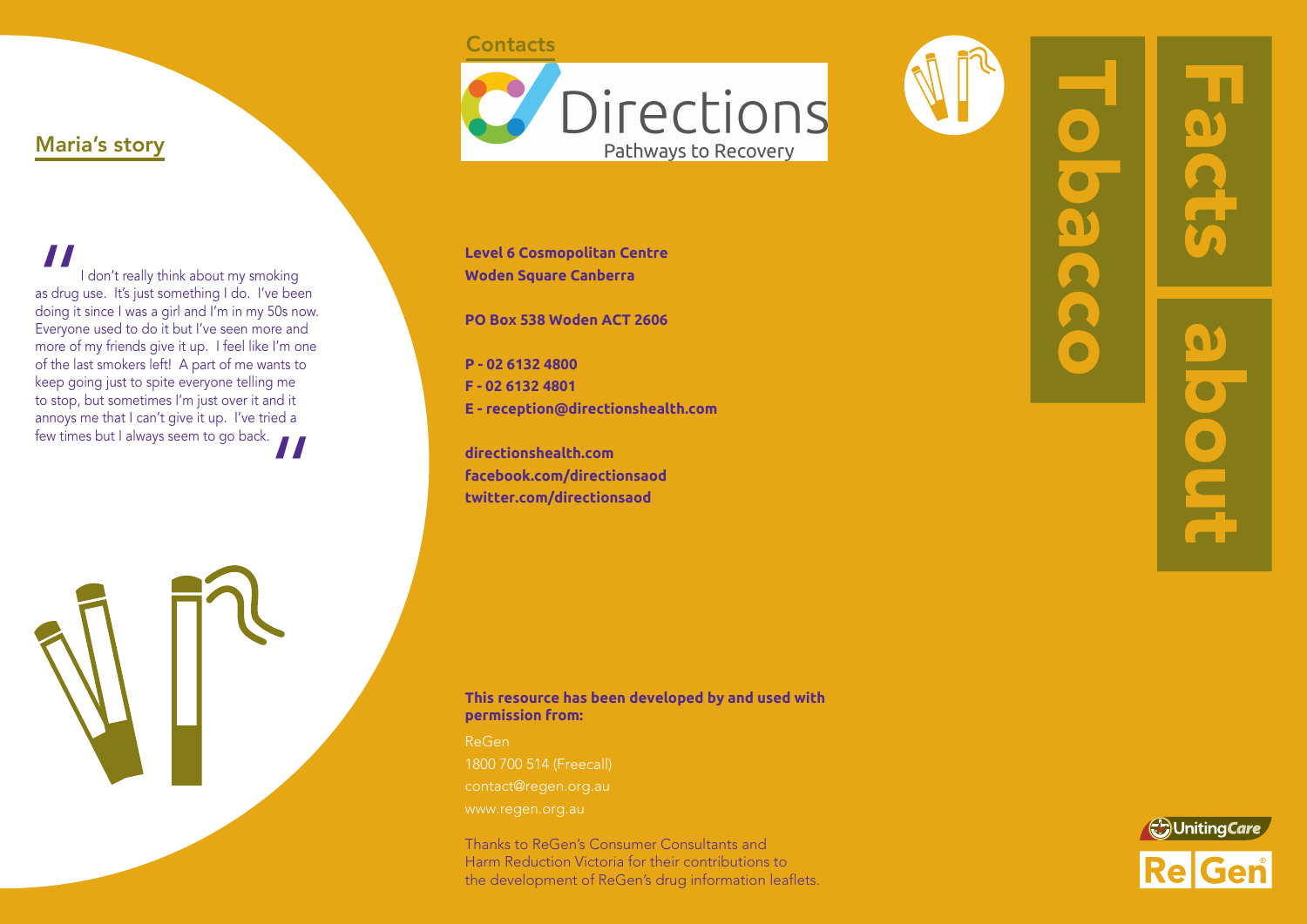## Maria's story

"I don't really think about my smoking as drug use. It's just something I do. I've been doing it since I was a girl and I'm in my 50s now. Everyone used to do it but I've seen more and more of my friends give it up. I feel like I'm one of the last smokers left! A part of me wants to keep going just to spite everyone telling me to stop, but sometimes I'm just over it and it annoys me that I can't give it up. I've tried a few times but I always seem to go back."

## Contacts

Directions
Pathways to Recovery

**Level 6 Cosmopolitan Centre**
**Woden Square Canberra**

**PO Box 538 Woden ACT 2606**

**P - 02 6132 4800**
**F - 02 6132 4801**
**E - reception@directionshealth.com**

**directionshealth.com**
**facebook.com/directionsaod**
**twitter.com/directionsaod**

**This resource has been developed by and used with permission from:**

ReGen
1800 700 514 (Freecall)
contact@regen.org.au
www.regen.org.au

Thanks to ReGen's Consumer Consultants and Harm Reduction Victoria for their contributions to the development of ReGen's drug information leaflets.

# Facts about Tobacco

UnitingCare
ReGen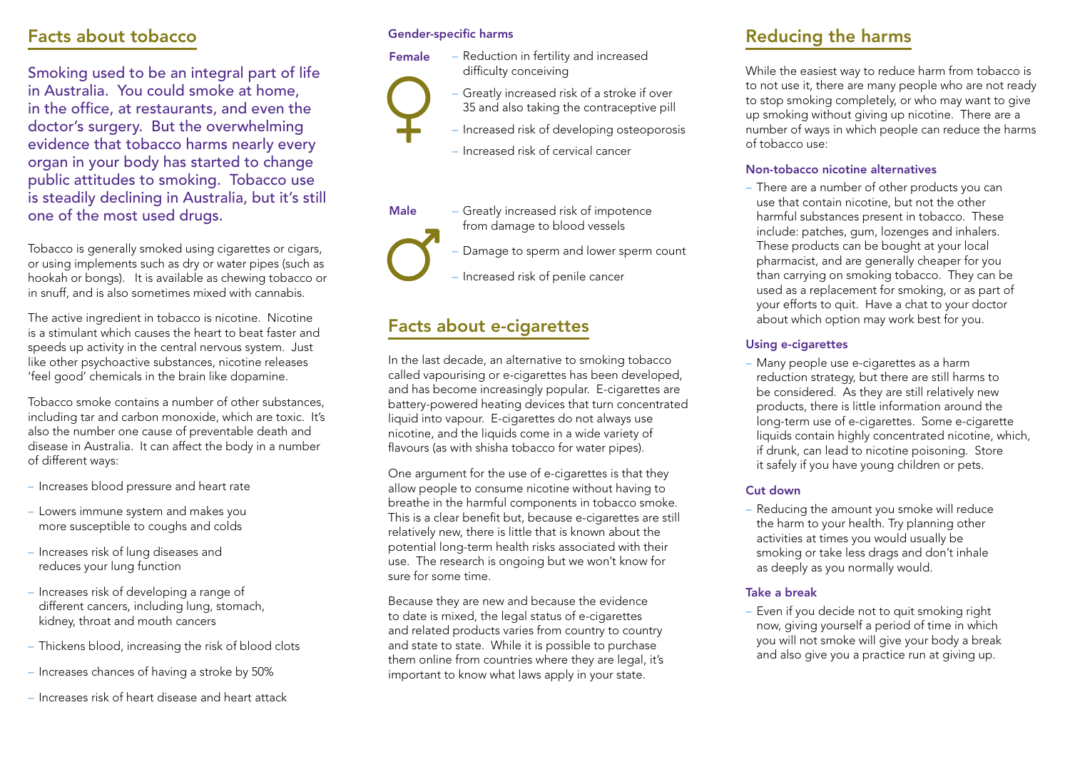## Facts about tobacco

Smoking used to be an integral part of life in Australia. You could smoke at home, in the office, at restaurants, and even the doctor's surgery. But the overwhelming evidence that tobacco harms nearly every organ in your body has started to change public attitudes to smoking. Tobacco use is steadily declining in Australia, but it's still one of the most used drugs.

Tobacco is generally smoked using cigarettes or cigars, or using implements such as dry or water pipes (such as hookah or bongs). It is available as chewing tobacco or in snuff, and is also sometimes mixed with cannabis.

The active ingredient in tobacco is nicotine. Nicotine is a stimulant which causes the heart to beat faster and speeds up activity in the central nervous system. Just like other psychoactive substances, nicotine releases 'feel good' chemicals in the brain like dopamine.

Tobacco smoke contains a number of other substances, including tar and carbon monoxide, which are toxic. It's also the number one cause of preventable death and disease in Australia. It can affect the body in a number of different ways:

- Increases blood pressure and heart rate
- Lowers immune system and makes you more susceptible to coughs and colds
- Increases risk of lung diseases and reduces your lung function
- Increases risk of developing a range of different cancers, including lung, stomach, kidney, throat and mouth cancers
- Thickens blood, increasing the risk of blood clots
- Increases chances of having a stroke by 50%
- Increases risk of heart disease and heart attack

### Gender-specific harms

**Female**

- Reduction in fertility and increased difficulty conceiving
- Greatly increased risk of a stroke if over 35 and also taking the contraceptive pill
- Increased risk of developing osteoporosis
- Increased risk of cervical cancer

**Male**

- Greatly increased risk of impotence from damage to blood vessels
- Damage to sperm and lower sperm count
- Increased risk of penile cancer

## Facts about e-cigarettes

In the last decade, an alternative to smoking tobacco called vapourising or e-cigarettes has been developed, and has become increasingly popular. E-cigarettes are battery-powered heating devices that turn concentrated liquid into vapour. E-cigarettes do not always use nicotine, and the liquids come in a wide variety of flavours (as with shisha tobacco for water pipes).

One argument for the use of e-cigarettes is that they allow people to consume nicotine without having to breathe in the harmful components in tobacco smoke. This is a clear benefit but, because e-cigarettes are still relatively new, there is little that is known about the potential long-term health risks associated with their use. The research is ongoing but we won't know for sure for some time.

Because they are new and because the evidence to date is mixed, the legal status of e-cigarettes and related products varies from country to country and state to state. While it is possible to purchase them online from countries where they are legal, it's important to know what laws apply in your state.

## Reducing the harms

While the easiest way to reduce harm from tobacco is to not use it, there are many people who are not ready to stop smoking completely, or who may want to give up smoking without giving up nicotine. There are a number of ways in which people can reduce the harms of tobacco use:

### Non-tobacco nicotine alternatives

- There are a number of other products you can use that contain nicotine, but not the other harmful substances present in tobacco. These include: patches, gum, lozenges and inhalers. These products can be bought at your local pharmacist, and are generally cheaper for you than carrying on smoking tobacco. They can be used as a replacement for smoking, or as part of your efforts to quit. Have a chat to your doctor about which option may work best for you.

### Using e-cigarettes

- Many people use e-cigarettes as a harm reduction strategy, but there are still harms to be considered. As they are still relatively new products, there is little information around the long-term use of e-cigarettes. Some e-cigarette liquids contain highly concentrated nicotine, which, if drunk, can lead to nicotine poisoning. Store it safely if you have young children or pets.

### Cut down

- Reducing the amount you smoke will reduce the harm to your health. Try planning other activities at times you would usually be smoking or take less drags and don't inhale as deeply as you normally would.

### Take a break

- Even if you decide not to quit smoking right now, giving yourself a period of time in which you will not smoke will give your body a break and also give you a practice run at giving up.